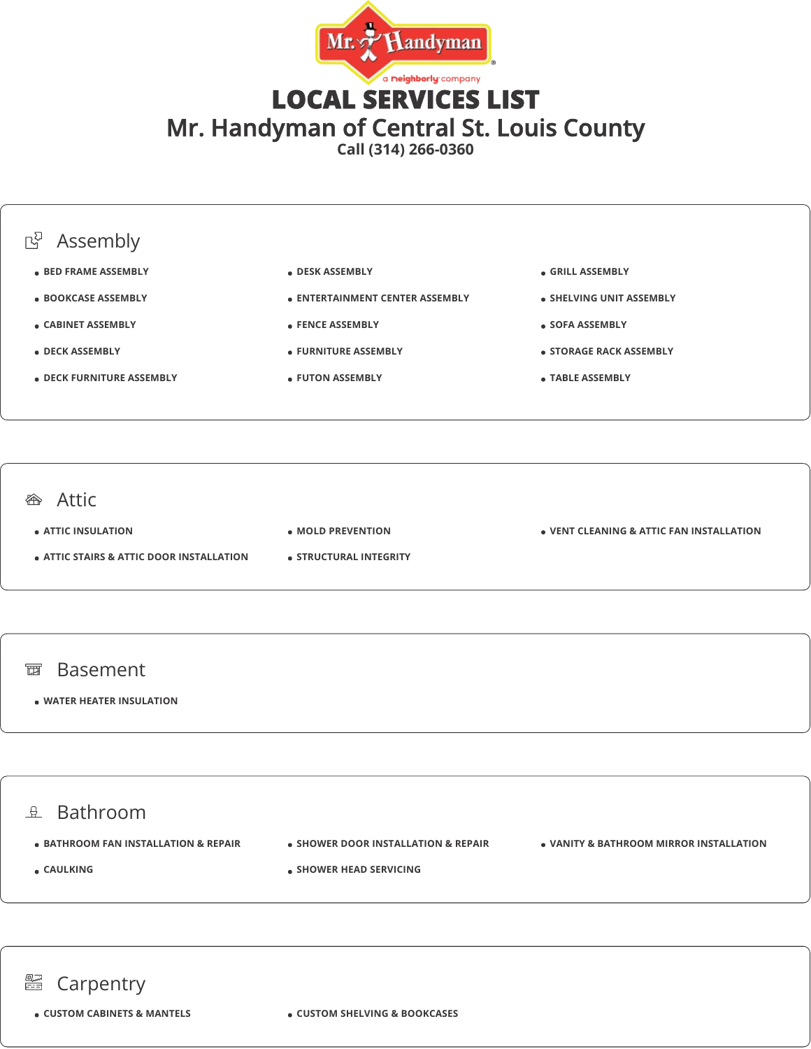# LOCAL SERVICES LIST

## Mr. Handyman of Central St. Louis County

Call (314) 266-0360

### Assembly

- BED FRAME ASSEMBLY
- BOOKCASE ASSEMBLY
- CABINET ASSEMBLY
- DECK ASSEMBLY
- DECK FURNITURE ASSEMBLY
- DESK ASSEMBLY
- ENTERTAINMENT CENTER ASSEMBLY
- FENCE ASSEMBLY
- FURNITURE ASSEMBLY
- FUTON ASSEMBLY
- GRILL ASSEMBLY
- SHELVING UNIT ASSEMBLY
- SOFA ASSEMBLY
- STORAGE RACK ASSEMBLY
- TABLE ASSEMBLY

### Attic

- ATTIC INSULATION
- ATTIC STAIRS & ATTIC DOOR INSTALLATION
- MOLD PREVENTION
- STRUCTURAL INTEGRITY
- VENT CLEANING & ATTIC FAN INSTALLATION

### Basement

- WATER HEATER INSULATION

### Bathroom

- BATHROOM FAN INSTALLATION & REPAIR
- CAULKING
- SHOWER DOOR INSTALLATION & REPAIR
- SHOWER HEAD SERVICING
- VANITY & BATHROOM MIRROR INSTALLATION

### Carpentry

- CUSTOM CABINETS & MANTELS
- CUSTOM SHELVING & BOOKCASES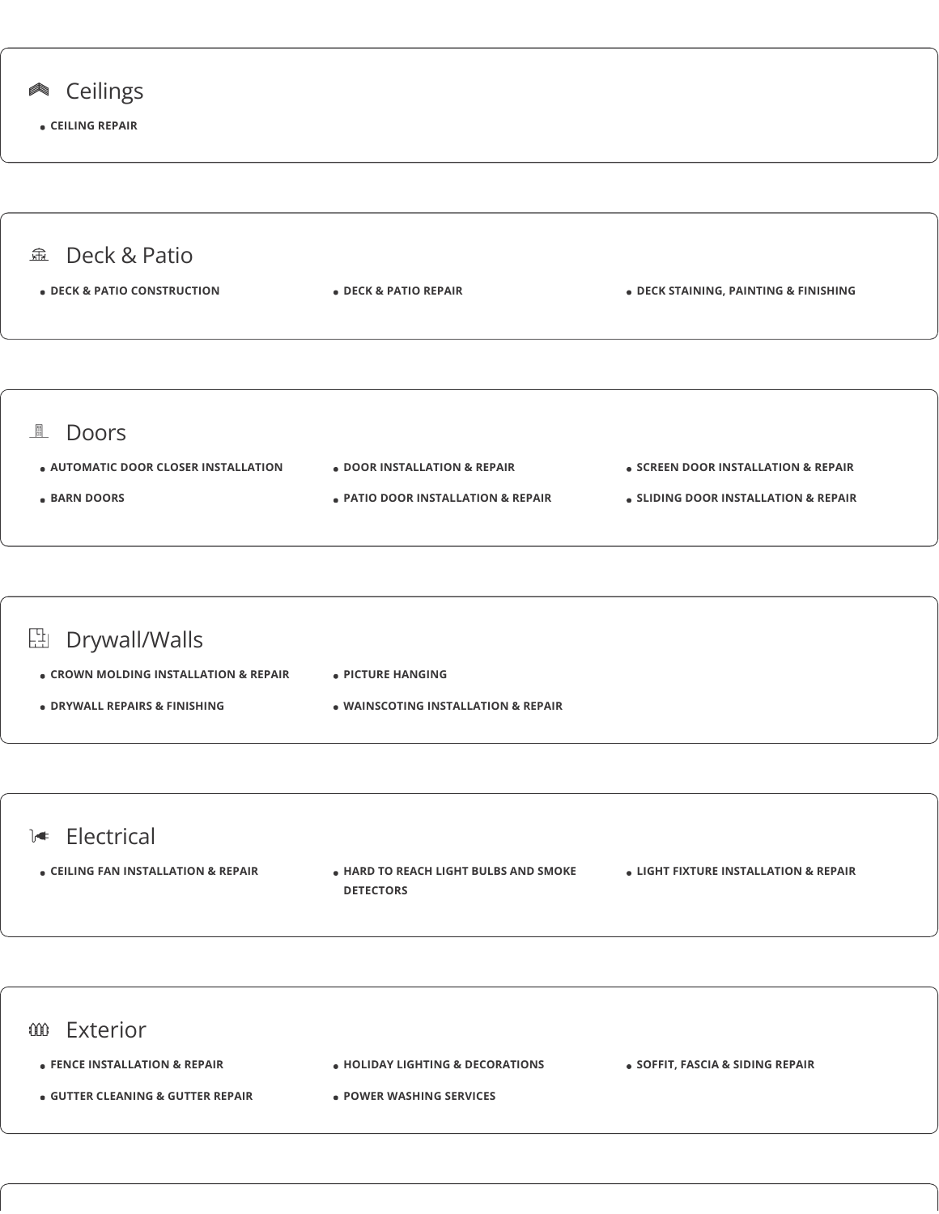## Ceilings

- CEILING REPAIR

## Deck & Patio

- DECK & PATIO CONSTRUCTION
- DECK & PATIO REPAIR
- DECK STAINING, PAINTING & FINISHING

## Doors

- AUTOMATIC DOOR CLOSER INSTALLATION
- BARN DOORS
- DOOR INSTALLATION & REPAIR
- PATIO DOOR INSTALLATION & REPAIR
- SCREEN DOOR INSTALLATION & REPAIR
- SLIDING DOOR INSTALLATION & REPAIR

## Drywall/Walls

- CROWN MOLDING INSTALLATION & REPAIR
- DRYWALL REPAIRS & FINISHING
- PICTURE HANGING
- WAINSCOTING INSTALLATION & REPAIR

## Electrical

- CEILING FAN INSTALLATION & REPAIR
- HARD TO REACH LIGHT BULBS AND SMOKE DETECTORS
- LIGHT FIXTURE INSTALLATION & REPAIR

## Exterior

- FENCE INSTALLATION & REPAIR
- GUTTER CLEANING & GUTTER REPAIR
- HOLIDAY LIGHTING & DECORATIONS
- POWER WASHING SERVICES
- SOFFIT, FASCIA & SIDING REPAIR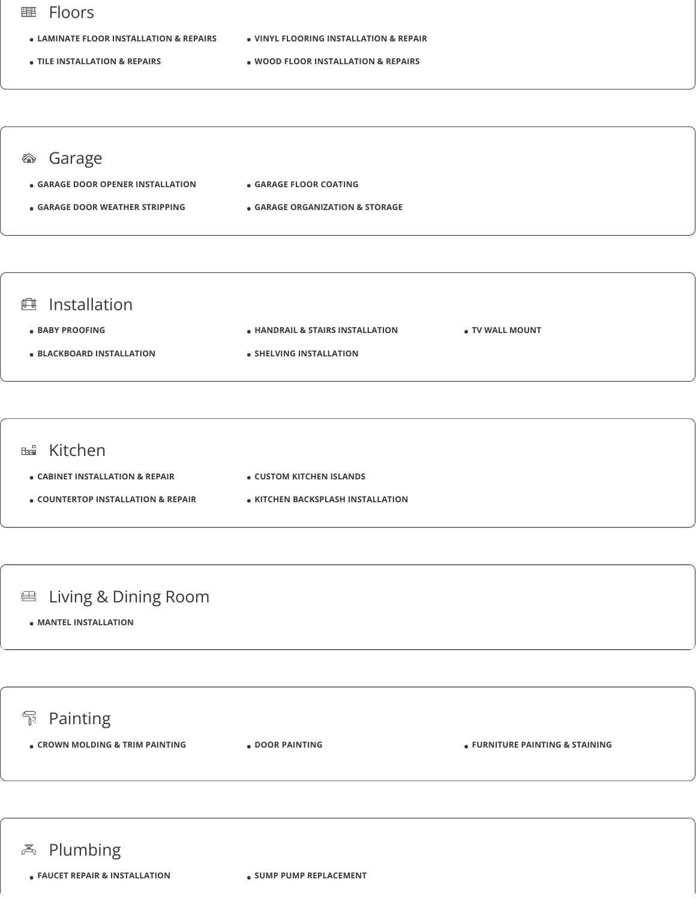## Floors

- LAMINATE FLOOR INSTALLATION & REPAIRS
- VINYL FLOORING INSTALLATION & REPAIR
- TILE INSTALLATION & REPAIRS
- WOOD FLOOR INSTALLATION & REPAIRS

## Garage

- GARAGE DOOR OPENER INSTALLATION
- GARAGE FLOOR COATING
- GARAGE DOOR WEATHER STRIPPING
- GARAGE ORGANIZATION & STORAGE

## Installation

- BABY PROOFING
- HANDRAIL & STAIRS INSTALLATION
- TV WALL MOUNT
- BLACKBOARD INSTALLATION
- SHELVING INSTALLATION

## Kitchen

- CABINET INSTALLATION & REPAIR
- CUSTOM KITCHEN ISLANDS
- COUNTERTOP INSTALLATION & REPAIR
- KITCHEN BACKSPLASH INSTALLATION

## Living & Dining Room

- MANTEL INSTALLATION

## Painting

- CROWN MOLDING & TRIM PAINTING
- DOOR PAINTING
- FURNITURE PAINTING & STAINING

## Plumbing

- FAUCET REPAIR & INSTALLATION
- SUMP PUMP REPLACEMENT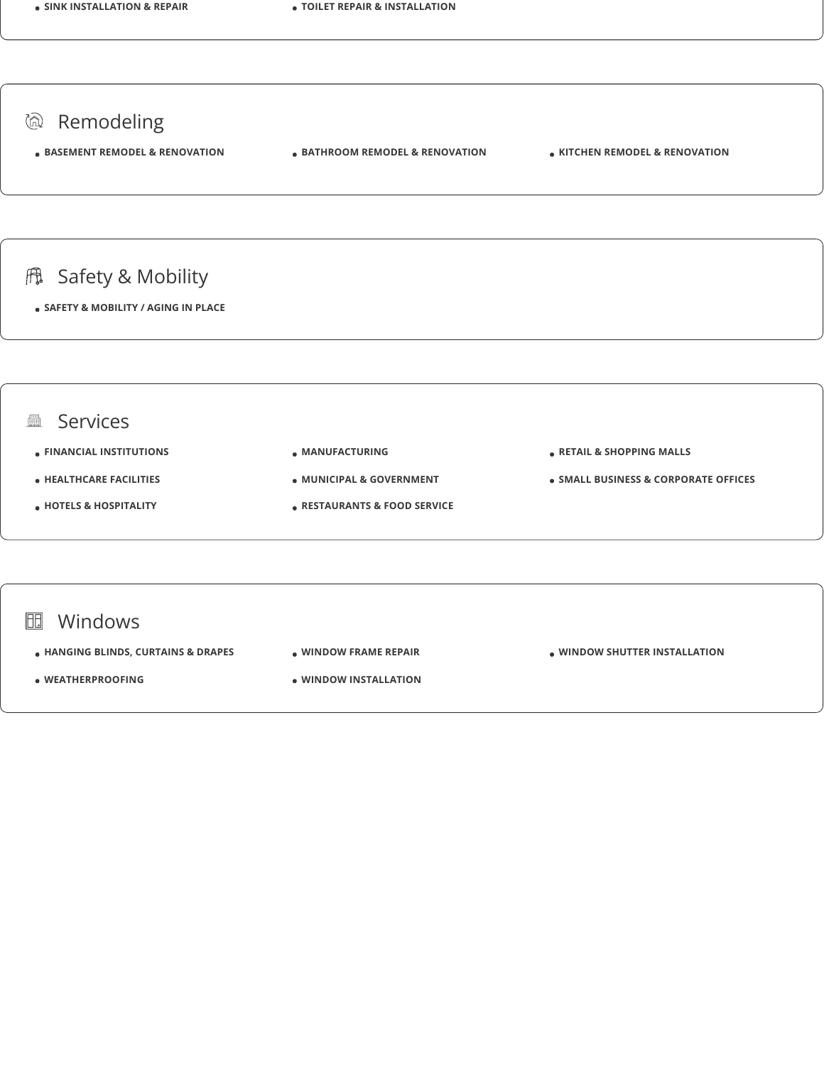- SINK INSTALLATION & REPAIR
- TOILET REPAIR & INSTALLATION

## Remodeling

- BASEMENT REMODEL & RENOVATION
- BATHROOM REMODEL & RENOVATION
- KITCHEN REMODEL & RENOVATION

## Safety & Mobility

- SAFETY & MOBILITY / AGING IN PLACE

## Services

- FINANCIAL INSTITUTIONS
- HEALTHCARE FACILITIES
- HOTELS & HOSPITALITY
- MANUFACTURING
- MUNICIPAL & GOVERNMENT
- RESTAURANTS & FOOD SERVICE
- RETAIL & SHOPPING MALLS
- SMALL BUSINESS & CORPORATE OFFICES

## Windows

- HANGING BLINDS, CURTAINS & DRAPES
- WEATHERPROOFING
- WINDOW FRAME REPAIR
- WINDOW INSTALLATION
- WINDOW SHUTTER INSTALLATION